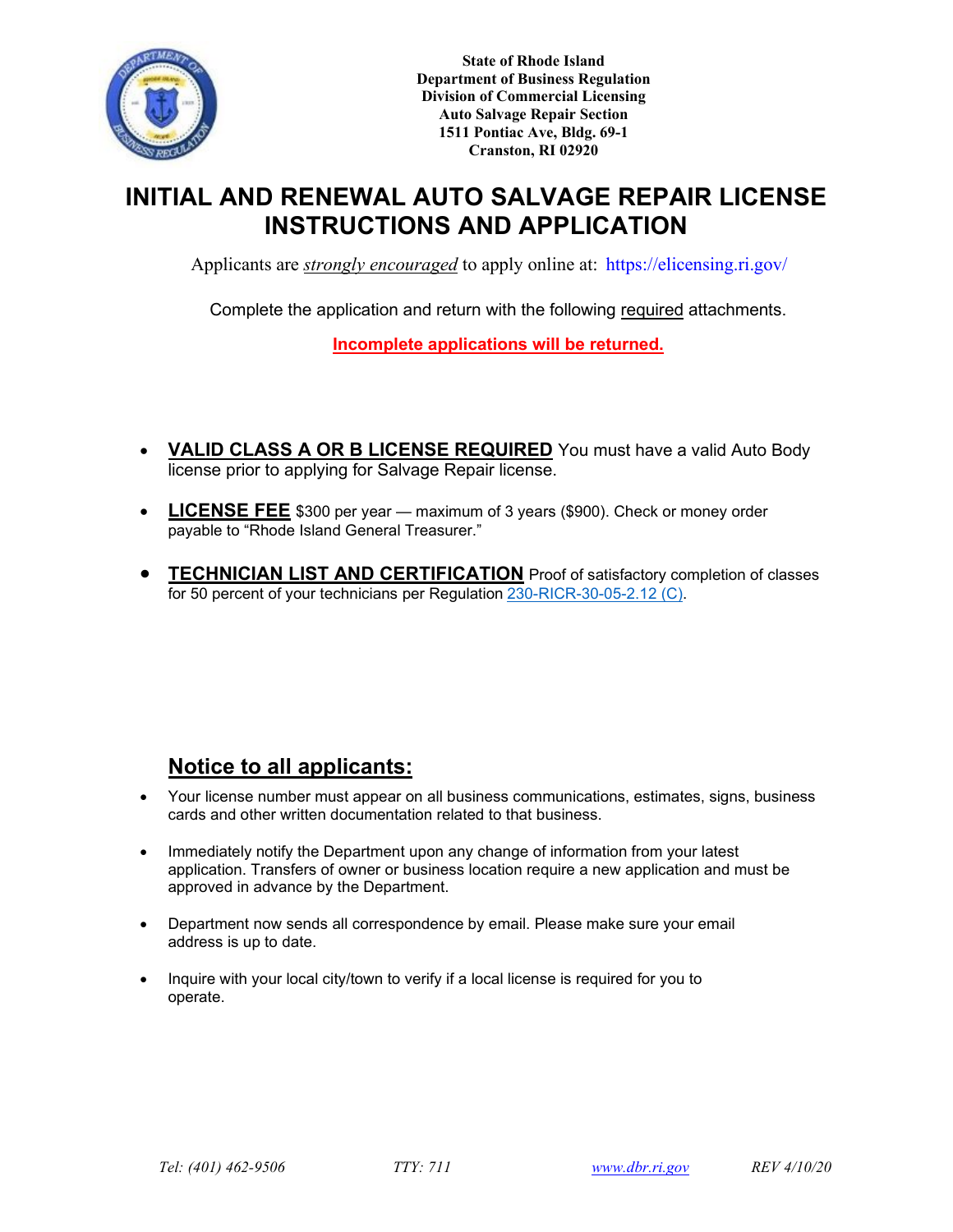**State of Rhode Island**
**Department of Business Regulation**
**Division of Commercial Licensing**
**Auto Salvage Repair Section**
**1511 Pontiac Ave, Bldg. 69-1**
**Cranston, RI 02920**

# INITIAL AND RENEWAL AUTO SALVAGE REPAIR LICENSE INSTRUCTIONS AND APPLICATION

Applicants are ***strongly encouraged*** to apply online at: https://elicensing.ri.gov/

Complete the application and return with the following required attachments.

**Incomplete applications will be returned.**

- **VALID CLASS A OR B LICENSE REQUIRED** You must have a valid Auto Body license prior to applying for Salvage Repair license.
- **LICENSE FEE** $300 per year — maximum of 3 years ($900). Check or money order payable to "Rhode Island General Treasurer."
- **TECHNICIAN LIST AND CERTIFICATION** Proof of satisfactory completion of classes for 50 percent of your technicians per Regulation 230-RICR-30-05-2.12 (C).

## Notice to all applicants:

- Your license number must appear on all business communications, estimates, signs, business cards and other written documentation related to that business.
- Immediately notify the Department upon any change of information from your latest application. Transfers of owner or business location require a new application and must be approved in advance by the Department.
- Department now sends all correspondence by email. Please make sure your email address is up to date.
- Inquire with your local city/town to verify if a local license is required for you to operate.

*Tel: (401) 462-9506* *TTY: 711* *www.dbr.ri.gov* *REV 4/10/20*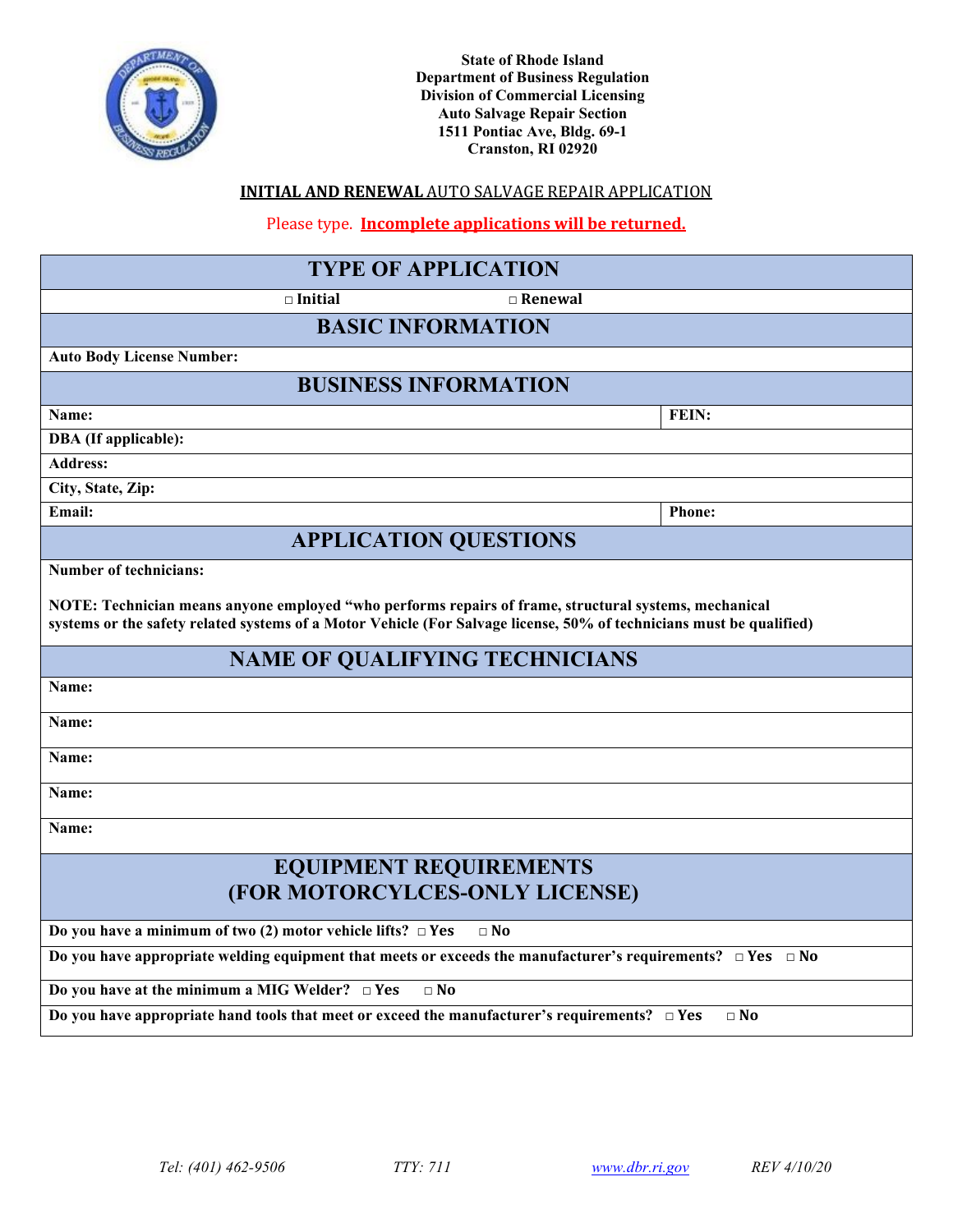**State of Rhode Island**
**Department of Business Regulation**
**Division of Commercial Licensing**
**Auto Salvage Repair Section**
**1511 Pontiac Ave, Bldg. 69-1**
**Cranston, RI 02920**

## INITIAL AND RENEWAL AUTO SALVAGE REPAIR APPLICATION

Please type. **Incomplete applications will be returned.**

## TYPE OF APPLICATION

□ Initial    □ Renewal

## BASIC INFORMATION

**Auto Body License Number:**

## BUSINESS INFORMATION

| **Name:** | **FEIN:** |
|---|---|
| **DBA (If applicable):** | |
| **Address:** | |
| **City, State, Zip:** | |
| **Email:** | **Phone:** |

## APPLICATION QUESTIONS

**Number of technicians:**

**NOTE: Technician means anyone employed "who performs repairs of frame, structural systems, mechanical systems or the safety related systems of a Motor Vehicle (For Salvage license, 50% of technicians must be qualified)**

## NAME OF QUALIFYING TECHNICIANS

**Name:**

**Name:**

**Name:**

**Name:**

**Name:**

## EQUIPMENT REQUIREMENTS (FOR MOTORCYLCES-ONLY LICENSE)

**Do you have a minimum of two (2) motor vehicle lifts?** □ Yes □ No

**Do you have appropriate welding equipment that meets or exceeds the manufacturer's requirements?** □ Yes □ No

**Do you have at the minimum a MIG Welder?** □ Yes □ No

**Do you have appropriate hand tools that meet or exceed the manufacturer's requirements?** □ Yes □ No

*Tel: (401) 462-9506*    *TTY: 711*    *www.dbr.ri.gov*    *REV 4/10/20*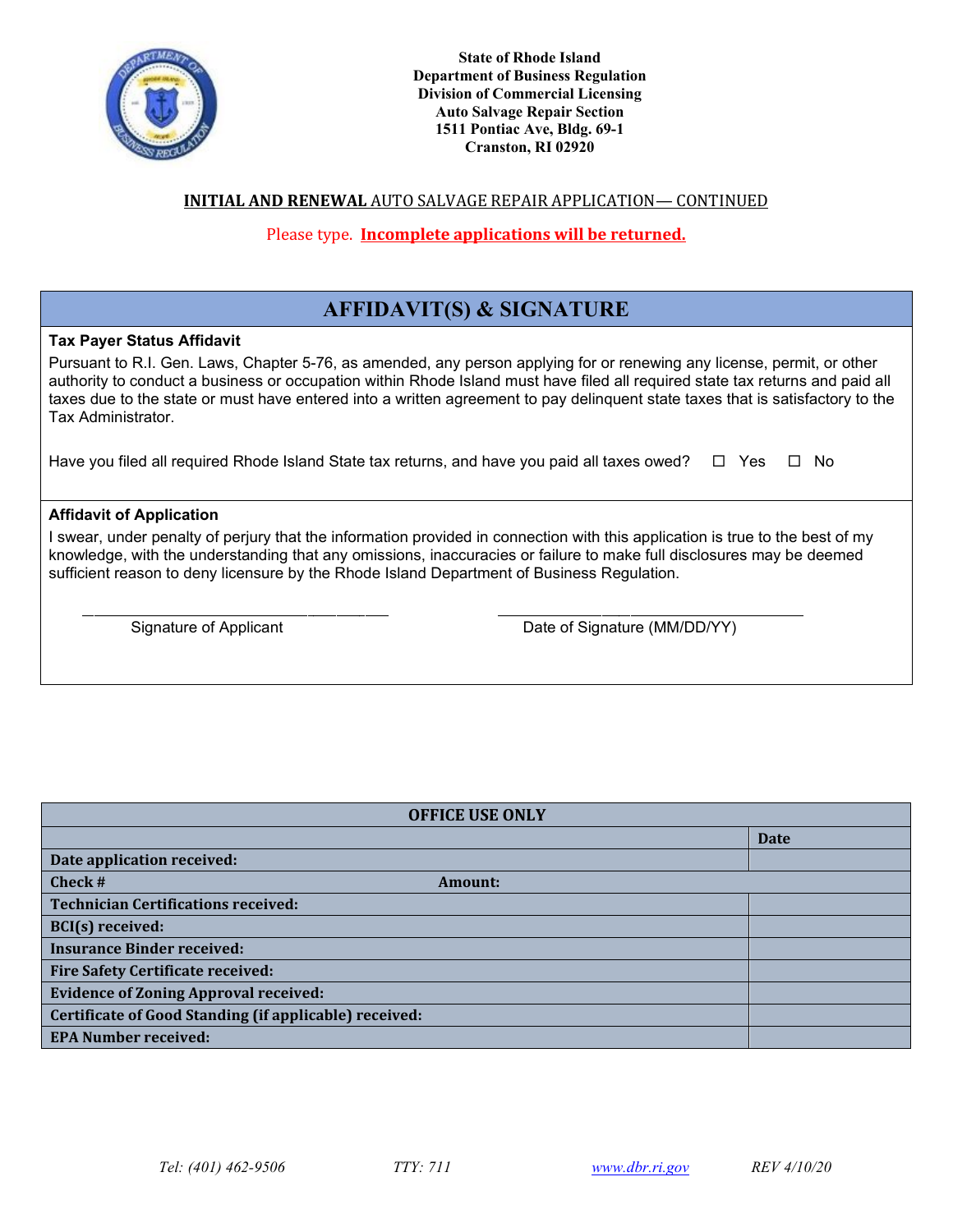**State of Rhode Island**
**Department of Business Regulation**
**Division of Commercial Licensing**
**Auto Salvage Repair Section**
**1511 Pontiac Ave, Bldg. 69-1**
**Cranston, RI 02920**

**INITIAL AND RENEWAL** AUTO SALVAGE REPAIR APPLICATION— CONTINUED

Please type. **Incomplete applications will be returned.**

## AFFIDAVIT(S) & SIGNATURE

**Tax Payer Status Affidavit**

Pursuant to R.I. Gen. Laws, Chapter 5-76, as amended, any person applying for or renewing any license, permit, or other authority to conduct a business or occupation within Rhode Island must have filed all required state tax returns and paid all taxes due to the state or must have entered into a written agreement to pay delinquent state taxes that is satisfactory to the Tax Administrator.

Have you filed all required Rhode Island State tax returns, and have you paid all taxes owed? ☐ Yes ☐ No

**Affidavit of Application**

I swear, under penalty of perjury that the information provided in connection with this application is true to the best of my knowledge, with the understanding that any omissions, inaccuracies or failure to make full disclosures may be deemed sufficient reason to deny licensure by the Rhode Island Department of Business Regulation.

______________________________ Signature of Applicant

______________________________ Date of Signature (MM/DD/YY)

| OFFICE USE ONLY | |
|---|---|
| | **Date** |
| **Date application received:** | |
| **Check #** **Amount:** | |
| **Technician Certifications received:** | |
| **BCI(s) received:** | |
| **Insurance Binder received:** | |
| **Fire Safety Certificate received:** | |
| **Evidence of Zoning Approval received:** | |
| **Certificate of Good Standing (if applicable) received:** | |
| **EPA Number received:** | |

*Tel: (401) 462-9506* *TTY: 711* *www.dbr.ri.gov* *REV 4/10/20*